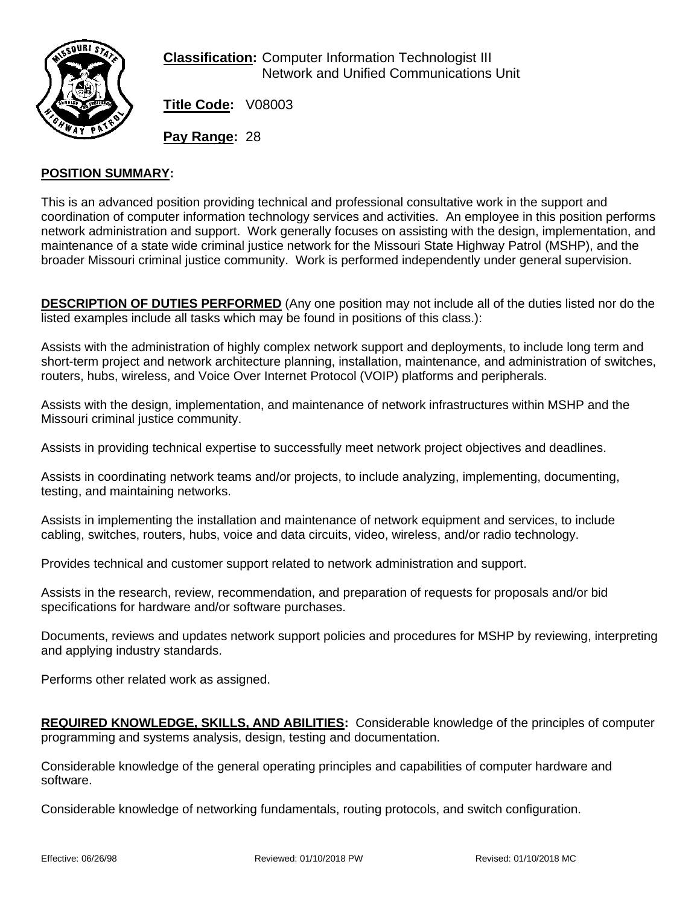**Classification:** Computer Information Technologist III
Network and Unified Communications Unit

**Title Code:** V08003

**Pay Range:** 28

**POSITION SUMMARY:**

This is an advanced position providing technical and professional consultative work in the support and coordination of computer information technology services and activities. An employee in this position performs network administration and support. Work generally focuses on assisting with the design, implementation, and maintenance of a state wide criminal justice network for the Missouri State Highway Patrol (MSHP), and the broader Missouri criminal justice community. Work is performed independently under general supervision.

**DESCRIPTION OF DUTIES PERFORMED** (Any one position may not include all of the duties listed nor do the listed examples include all tasks which may be found in positions of this class.):

Assists with the administration of highly complex network support and deployments, to include long term and short-term project and network architecture planning, installation, maintenance, and administration of switches, routers, hubs, wireless, and Voice Over Internet Protocol (VOIP) platforms and peripherals.

Assists with the design, implementation, and maintenance of network infrastructures within MSHP and the Missouri criminal justice community.

Assists in providing technical expertise to successfully meet network project objectives and deadlines.

Assists in coordinating network teams and/or projects, to include analyzing, implementing, documenting, testing, and maintaining networks.

Assists in implementing the installation and maintenance of network equipment and services, to include cabling, switches, routers, hubs, voice and data circuits, video, wireless, and/or radio technology.

Provides technical and customer support related to network administration and support.

Assists in the research, review, recommendation, and preparation of requests for proposals and/or bid specifications for hardware and/or software purchases.

Documents, reviews and updates network support policies and procedures for MSHP by reviewing, interpreting and applying industry standards.

Performs other related work as assigned.

**REQUIRED KNOWLEDGE, SKILLS, AND ABILITIES:** Considerable knowledge of the principles of computer programming and systems analysis, design, testing and documentation.

Considerable knowledge of the general operating principles and capabilities of computer hardware and software.

Considerable knowledge of networking fundamentals, routing protocols, and switch configuration.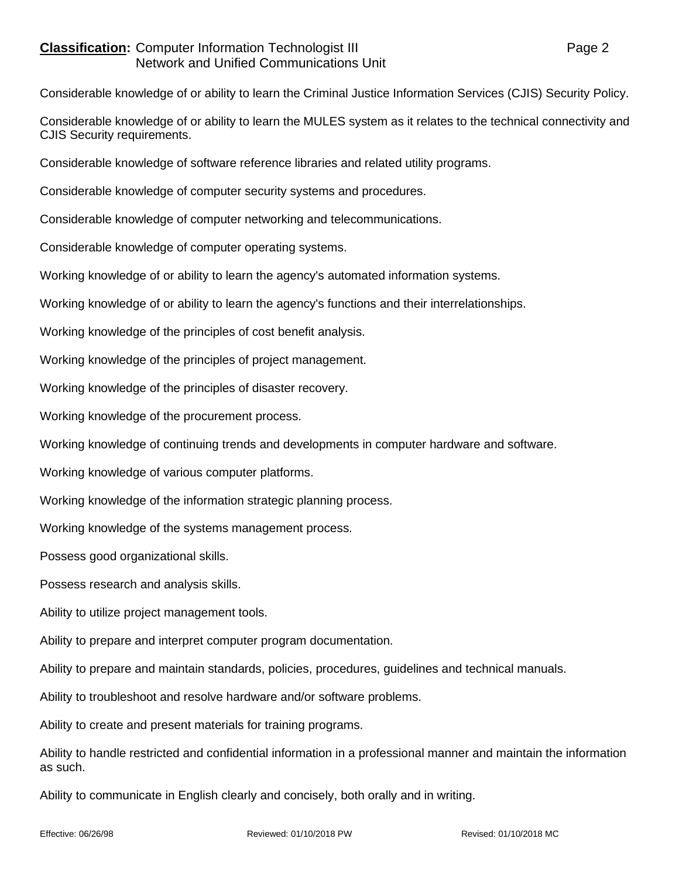Considerable knowledge of or ability to learn the Criminal Justice Information Services (CJIS) Security Policy.

Considerable knowledge of or ability to learn the MULES system as it relates to the technical connectivity and CJIS Security requirements.

Considerable knowledge of software reference libraries and related utility programs.

Considerable knowledge of computer security systems and procedures.

Considerable knowledge of computer networking and telecommunications.

Considerable knowledge of computer operating systems.

Working knowledge of or ability to learn the agency's automated information systems.

Working knowledge of or ability to learn the agency's functions and their interrelationships.

Working knowledge of the principles of cost benefit analysis.

Working knowledge of the principles of project management.

Working knowledge of the principles of disaster recovery.

Working knowledge of the procurement process.

Working knowledge of continuing trends and developments in computer hardware and software.

Working knowledge of various computer platforms.

Working knowledge of the information strategic planning process.

Working knowledge of the systems management process.

Possess good organizational skills.

Possess research and analysis skills.

Ability to utilize project management tools.

Ability to prepare and interpret computer program documentation.

Ability to prepare and maintain standards, policies, procedures, guidelines and technical manuals.

Ability to troubleshoot and resolve hardware and/or software problems.

Ability to create and present materials for training programs.

Ability to handle restricted and confidential information in a professional manner and maintain the information as such.

Ability to communicate in English clearly and concisely, both orally and in writing.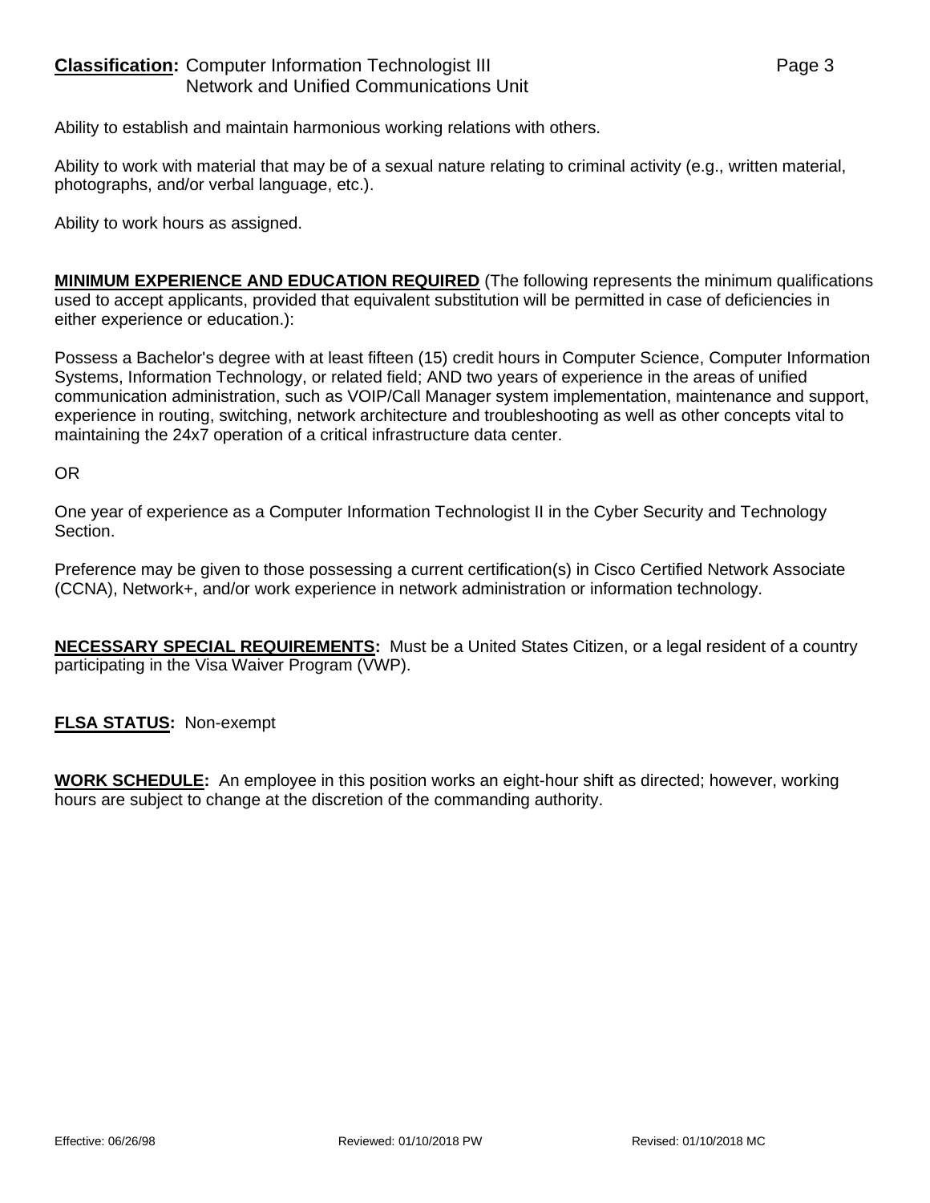Ability to establish and maintain harmonious working relations with others.

Ability to work with material that may be of a sexual nature relating to criminal activity (e.g., written material, photographs, and/or verbal language, etc.).

Ability to work hours as assigned.

**MINIMUM EXPERIENCE AND EDUCATION REQUIRED** (The following represents the minimum qualifications used to accept applicants, provided that equivalent substitution will be permitted in case of deficiencies in either experience or education.):

Possess a Bachelor's degree with at least fifteen (15) credit hours in Computer Science, Computer Information Systems, Information Technology, or related field; AND two years of experience in the areas of unified communication administration, such as VOIP/Call Manager system implementation, maintenance and support, experience in routing, switching, network architecture and troubleshooting as well as other concepts vital to maintaining the 24x7 operation of a critical infrastructure data center.

OR

One year of experience as a Computer Information Technologist II in the Cyber Security and Technology Section.

Preference may be given to those possessing a current certification(s) in Cisco Certified Network Associate (CCNA), Network+, and/or work experience in network administration or information technology.

**NECESSARY SPECIAL REQUIREMENTS:** Must be a United States Citizen, or a legal resident of a country participating in the Visa Waiver Program (VWP).

**FLSA STATUS:** Non-exempt

**WORK SCHEDULE:** An employee in this position works an eight-hour shift as directed; however, working hours are subject to change at the discretion of the commanding authority.

Effective: 06/26/98 Reviewed: 01/10/2018 PW Revised: 01/10/2018 MC